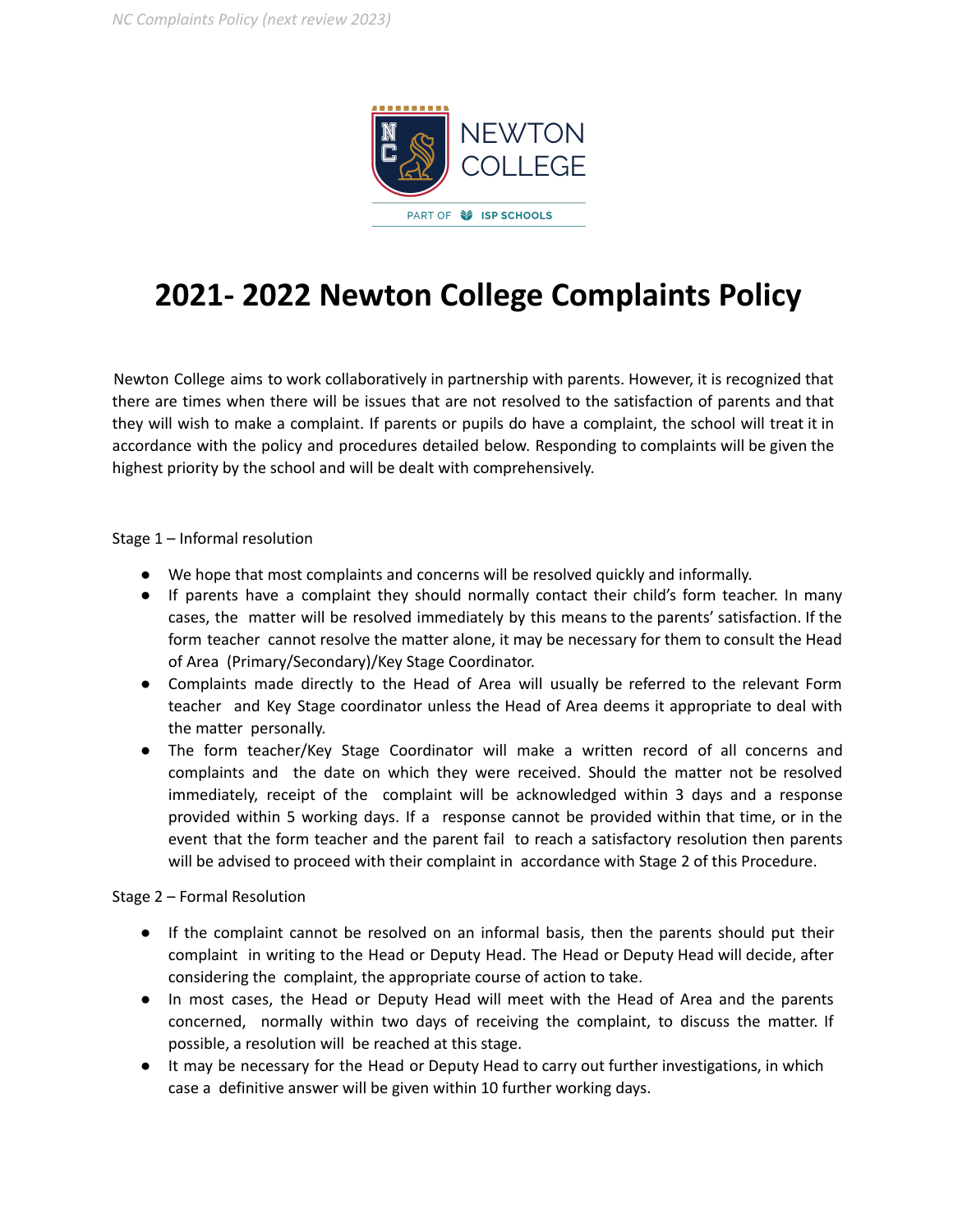# 2021- 2022 Newton College Complaints Policy

Newton College aims to work collaboratively in partnership with parents. However, it is recognized that there are times when there will be issues that are not resolved to the satisfaction of parents and that they will wish to make a complaint. If parents or pupils do have a complaint, the school will treat it in accordance with the policy and procedures detailed below. Responding to complaints will be given the highest priority by the school and will be dealt with comprehensively.

Stage 1 – Informal resolution

- We hope that most complaints and concerns will be resolved quickly and informally.
- If parents have a complaint they should normally contact their child's form teacher. In many cases, the matter will be resolved immediately by this means to the parents' satisfaction. If the form teacher cannot resolve the matter alone, it may be necessary for them to consult the Head of Area (Primary/Secondary)/Key Stage Coordinator.
- Complaints made directly to the Head of Area will usually be referred to the relevant Form teacher and Key Stage coordinator unless the Head of Area deems it appropriate to deal with the matter personally.
- The form teacher/Key Stage Coordinator will make a written record of all concerns and complaints and the date on which they were received. Should the matter not be resolved immediately, receipt of the complaint will be acknowledged within 3 days and a response provided within 5 working days. If a response cannot be provided within that time, or in the event that the form teacher and the parent fail to reach a satisfactory resolution then parents will be advised to proceed with their complaint in accordance with Stage 2 of this Procedure.

Stage 2 – Formal Resolution

- If the complaint cannot be resolved on an informal basis, then the parents should put their complaint in writing to the Head or Deputy Head. The Head or Deputy Head will decide, after considering the complaint, the appropriate course of action to take.
- In most cases, the Head or Deputy Head will meet with the Head of Area and the parents concerned, normally within two days of receiving the complaint, to discuss the matter. If possible, a resolution will be reached at this stage.
- It may be necessary for the Head or Deputy Head to carry out further investigations, in which case a definitive answer will be given within 10 further working days.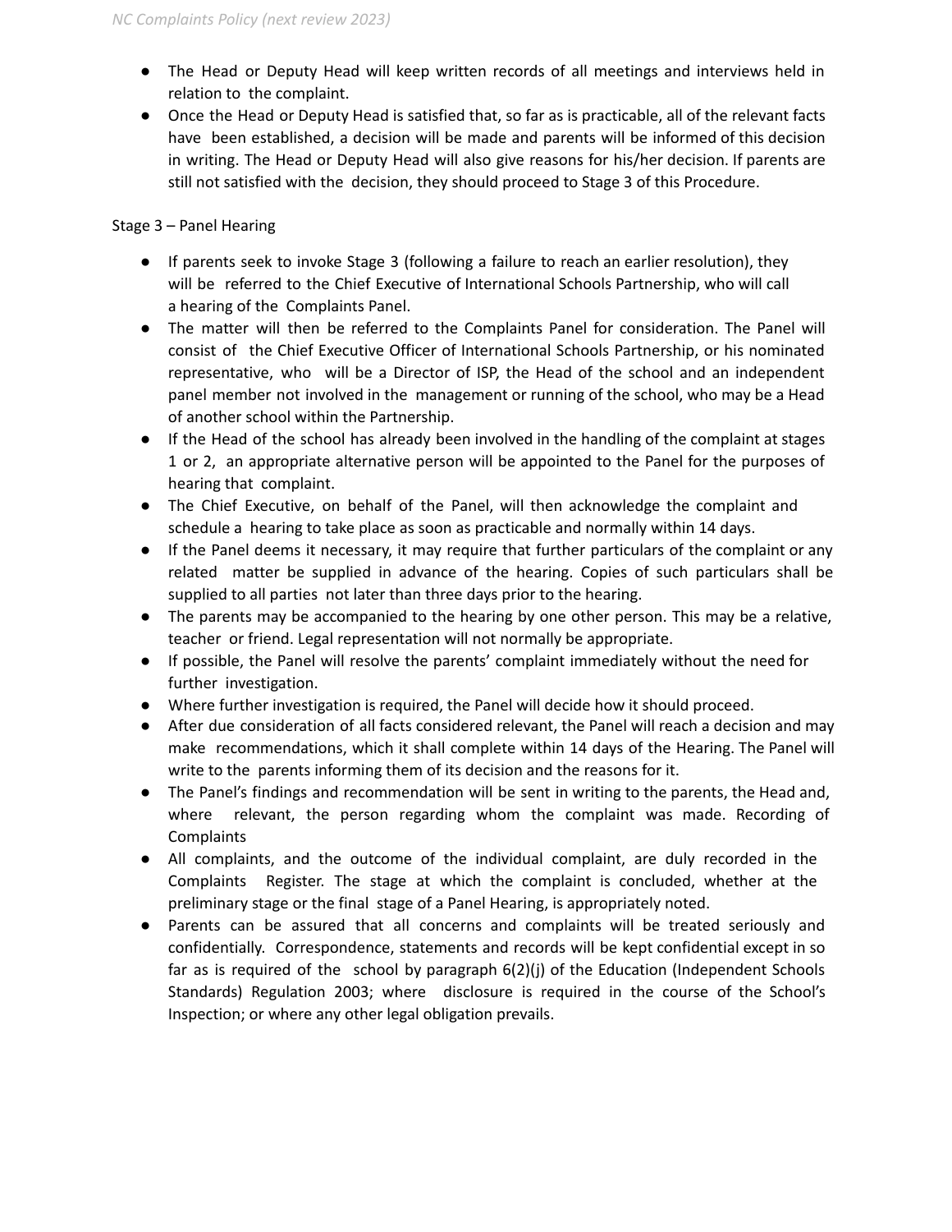- The Head or Deputy Head will keep written records of all meetings and interviews held in relation to the complaint.
- Once the Head or Deputy Head is satisfied that, so far as is practicable, all of the relevant facts have been established, a decision will be made and parents will be informed of this decision in writing. The Head or Deputy Head will also give reasons for his/her decision. If parents are still not satisfied with the decision, they should proceed to Stage 3 of this Procedure.

Stage 3 – Panel Hearing

- If parents seek to invoke Stage 3 (following a failure to reach an earlier resolution), they will be referred to the Chief Executive of International Schools Partnership, who will call a hearing of the Complaints Panel.
- The matter will then be referred to the Complaints Panel for consideration. The Panel will consist of the Chief Executive Officer of International Schools Partnership, or his nominated representative, who will be a Director of ISP, the Head of the school and an independent panel member not involved in the management or running of the school, who may be a Head of another school within the Partnership.
- If the Head of the school has already been involved in the handling of the complaint at stages 1 or 2, an appropriate alternative person will be appointed to the Panel for the purposes of hearing that complaint.
- The Chief Executive, on behalf of the Panel, will then acknowledge the complaint and schedule a hearing to take place as soon as practicable and normally within 14 days.
- If the Panel deems it necessary, it may require that further particulars of the complaint or any related matter be supplied in advance of the hearing. Copies of such particulars shall be supplied to all parties not later than three days prior to the hearing.
- The parents may be accompanied to the hearing by one other person. This may be a relative, teacher or friend. Legal representation will not normally be appropriate.
- If possible, the Panel will resolve the parents' complaint immediately without the need for further investigation.
- Where further investigation is required, the Panel will decide how it should proceed.
- After due consideration of all facts considered relevant, the Panel will reach a decision and may make recommendations, which it shall complete within 14 days of the Hearing. The Panel will write to the parents informing them of its decision and the reasons for it.
- The Panel's findings and recommendation will be sent in writing to the parents, the Head and, where relevant, the person regarding whom the complaint was made. Recording of Complaints
- All complaints, and the outcome of the individual complaint, are duly recorded in the Complaints Register. The stage at which the complaint is concluded, whether at the preliminary stage or the final stage of a Panel Hearing, is appropriately noted.
- Parents can be assured that all concerns and complaints will be treated seriously and confidentially. Correspondence, statements and records will be kept confidential except in so far as is required of the school by paragraph 6(2)(j) of the Education (Independent Schools Standards) Regulation 2003; where disclosure is required in the course of the School's Inspection; or where any other legal obligation prevails.